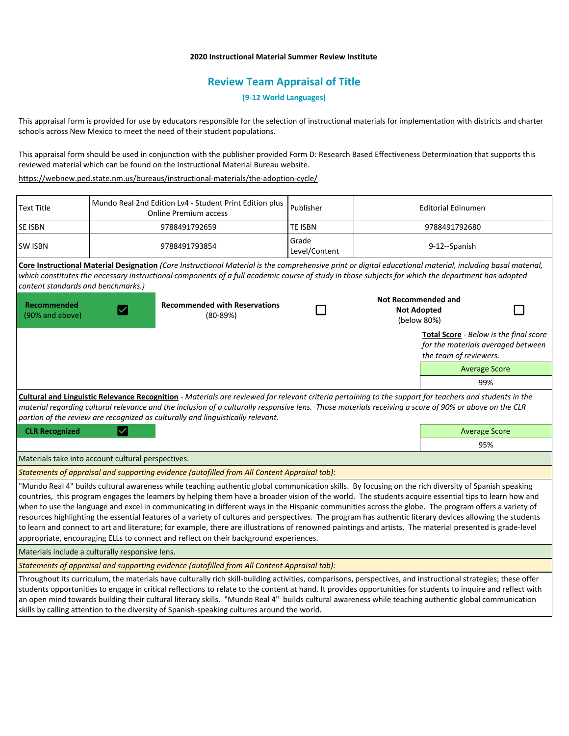**2020 Instructional Material Summer Review Institute**

## Review Team Appraisal of Title

**(9-12 World Languages)**

This appraisal form is provided for use by educators responsible for the selection of instructional materials for implementation with districts and charter schools across New Mexico to meet the need of their student populations.

This appraisal form should be used in conjunction with the publisher provided Form D: Research Based Effectiveness Determination that supports this reviewed material which can be found on the Instructional Material Bureau website.

https://webnew.ped.state.nm.us/bureaus/instructional-materials/the-adoption-cycle/

| Text Title | Mundo Real 2nd Edition Lv4 - Student Print Edition plus Online Premium access | Publisher | Editorial Edinumen |
|---|---|---|---|
| SE ISBN | 9788491792659 | TE ISBN | 9788491792680 |
| SW ISBN | 9788491793854 | Grade Level/Content | 9-12--Spanish |

**Core Instructional Material Designation** *(Core Instructional Material is the comprehensive print or digital educational material, including basal material, which constitutes the necessary instructional components of a full academic course of study in those subjects for which the department has adopted content standards and benchmarks.)*

| Recommended (90% and above) | ☑ | Recommended with Reservations (80-89%) | ☐ | Not Recommended and Not Adopted (below 80%) | ☐ |
|---|---|---|---|---|---|

**Total Score** - *Below is the final score for the materials averaged between the team of reviewers.*

| Average Score |
|---|
| 99% |

**Cultural and Linguistic Relevance Recognition** - *Materials are reviewed for relevant criteria pertaining to the support for teachers and students in the material regarding cultural relevance and the inclusion of a culturally responsive lens. Those materials receiving a score of 90% or above on the CLR portion of the review are recognized as culturally and linguistically relevant.*

| CLR Recognized | ☑ | Average Score |
|---|---|---|
| | | 95% |

Materials take into account cultural perspectives.

*Statements of appraisal and supporting evidence (autofilled from All Content Appraisal tab):*

"Mundo Real 4" builds cultural awareness while teaching authentic global communication skills. By focusing on the rich diversity of Spanish speaking countries, this program engages the learners by helping them have a broader vision of the world. The students acquire essential tips to learn how and when to use the language and excel in communicating in different ways in the Hispanic communities across the globe. The program offers a variety of resources highlighting the essential features of a variety of cultures and perspectives. The program has authentic literary devices allowing the students to learn and connect to art and literature; for example, there are illustrations of renowned paintings and artists. The material presented is grade-level appropriate, encouraging ELLs to connect and reflect on their background experiences.

Materials include a culturally responsive lens.

*Statements of appraisal and supporting evidence (autofilled from All Content Appraisal tab):*

Throughout its curriculum, the materials have culturally rich skill-building activities, comparisons, perspectives, and instructional strategies; these offer students opportunities to engage in critical reflections to relate to the content at hand. It provides opportunities for students to inquire and reflect with an open mind towards building their cultural literacy skills. "Mundo Real 4" builds cultural awareness while teaching authentic global communication skills by calling attention to the diversity of Spanish-speaking cultures around the world.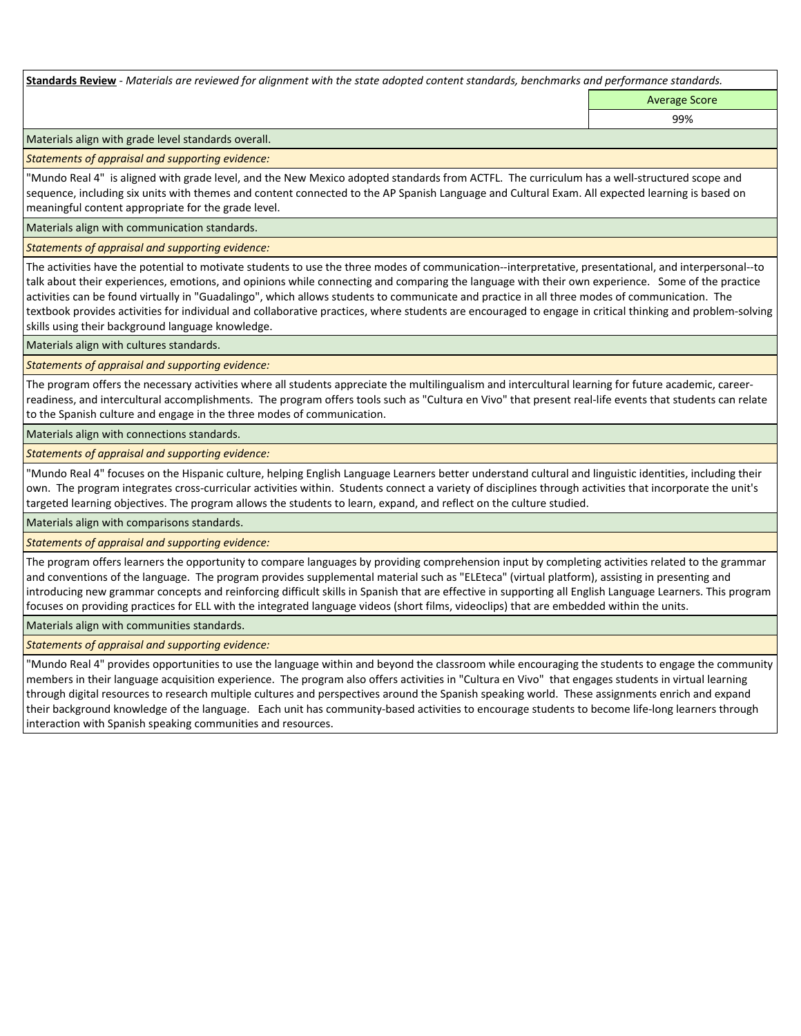**Standards Review** - *Materials are reviewed for alignment with the state adopted content standards, benchmarks and performance standards.*

| | Average Score |
|---|---|
| | 99% |

Materials align with grade level standards overall.

*Statements of appraisal and supporting evidence:*

"Mundo Real 4" is aligned with grade level, and the New Mexico adopted standards from ACTFL. The curriculum has a well-structured scope and sequence, including six units with themes and content connected to the AP Spanish Language and Cultural Exam. All expected learning is based on meaningful content appropriate for the grade level.

Materials align with communication standards.

*Statements of appraisal and supporting evidence:*

The activities have the potential to motivate students to use the three modes of communication--interpretative, presentational, and interpersonal--to talk about their experiences, emotions, and opinions while connecting and comparing the language with their own experience. Some of the practice activities can be found virtually in "Guadalingo", which allows students to communicate and practice in all three modes of communication. The textbook provides activities for individual and collaborative practices, where students are encouraged to engage in critical thinking and problem-solving skills using their background language knowledge.

Materials align with cultures standards.

*Statements of appraisal and supporting evidence:*

The program offers the necessary activities where all students appreciate the multilingualism and intercultural learning for future academic, career-readiness, and intercultural accomplishments. The program offers tools such as "Cultura en Vivo" that present real-life events that students can relate to the Spanish culture and engage in the three modes of communication.

Materials align with connections standards.

*Statements of appraisal and supporting evidence:*

"Mundo Real 4" focuses on the Hispanic culture, helping English Language Learners better understand cultural and linguistic identities, including their own. The program integrates cross-curricular activities within. Students connect a variety of disciplines through activities that incorporate the unit's targeted learning objectives. The program allows the students to learn, expand, and reflect on the culture studied.

Materials align with comparisons standards.

*Statements of appraisal and supporting evidence:*

The program offers learners the opportunity to compare languages by providing comprehension input by completing activities related to the grammar and conventions of the language. The program provides supplemental material such as "ELEteca" (virtual platform), assisting in presenting and introducing new grammar concepts and reinforcing difficult skills in Spanish that are effective in supporting all English Language Learners. This program focuses on providing practices for ELL with the integrated language videos (short films, videoclips) that are embedded within the units.

Materials align with communities standards.

*Statements of appraisal and supporting evidence:*

"Mundo Real 4" provides opportunities to use the language within and beyond the classroom while encouraging the students to engage the community members in their language acquisition experience. The program also offers activities in "Cultura en Vivo" that engages students in virtual learning through digital resources to research multiple cultures and perspectives around the Spanish speaking world. These assignments enrich and expand their background knowledge of the language. Each unit has community-based activities to encourage students to become life-long learners through interaction with Spanish speaking communities and resources.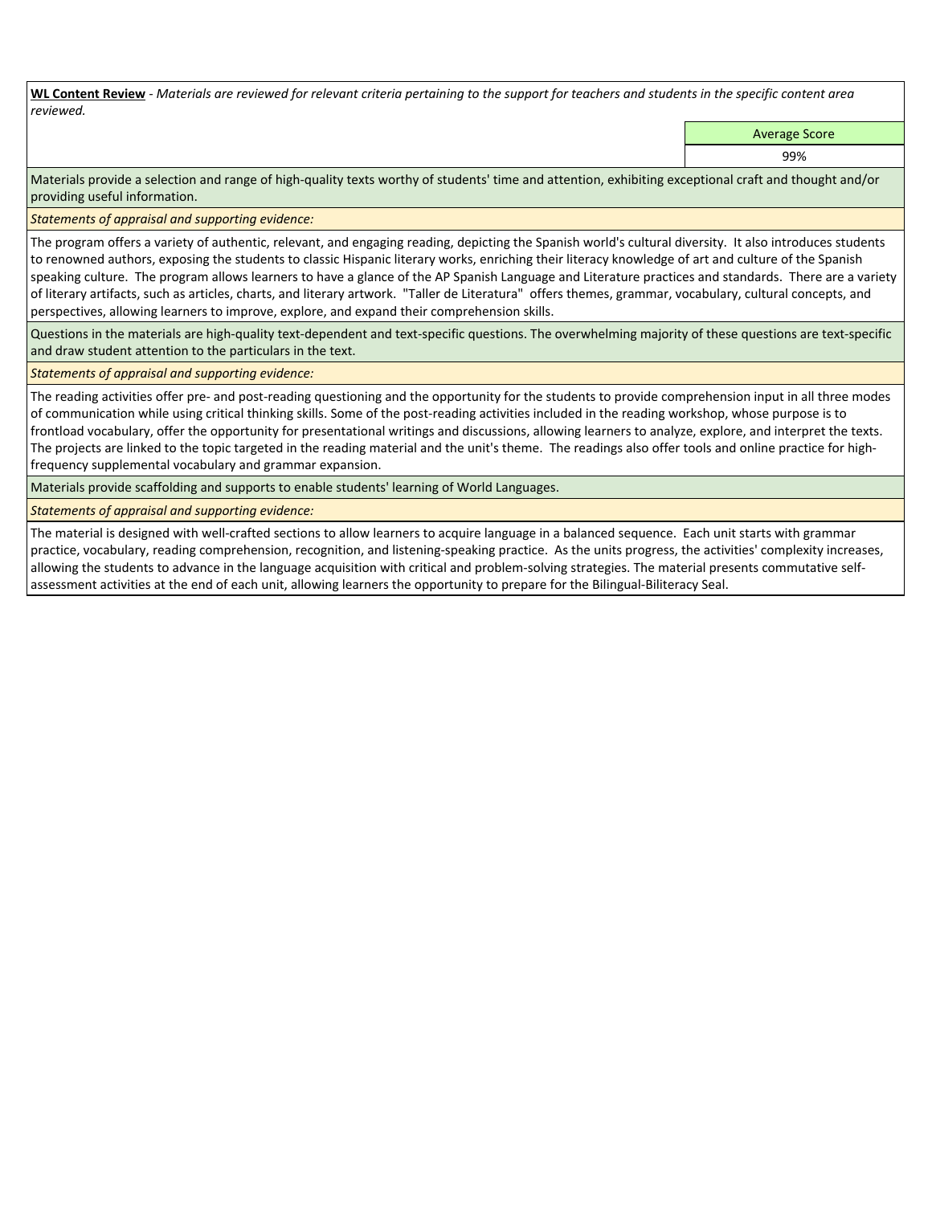**WL Content Review** - *Materials are reviewed for relevant criteria pertaining to the support for teachers and students in the specific content area reviewed.*

| Average Score |
| --- |
| 99% |

Materials provide a selection and range of high-quality texts worthy of students' time and attention, exhibiting exceptional craft and thought and/or providing useful information.

*Statements of appraisal and supporting evidence:*

The program offers a variety of authentic, relevant, and engaging reading, depicting the Spanish world's cultural diversity. It also introduces students to renowned authors, exposing the students to classic Hispanic literary works, enriching their literacy knowledge of art and culture of the Spanish speaking culture. The program allows learners to have a glance of the AP Spanish Language and Literature practices and standards. There are a variety of literary artifacts, such as articles, charts, and literary artwork. "Taller de Literatura" offers themes, grammar, vocabulary, cultural concepts, and perspectives, allowing learners to improve, explore, and expand their comprehension skills.

Questions in the materials are high-quality text-dependent and text-specific questions. The overwhelming majority of these questions are text-specific and draw student attention to the particulars in the text.

*Statements of appraisal and supporting evidence:*

The reading activities offer pre- and post-reading questioning and the opportunity for the students to provide comprehension input in all three modes of communication while using critical thinking skills. Some of the post-reading activities included in the reading workshop, whose purpose is to frontload vocabulary, offer the opportunity for presentational writings and discussions, allowing learners to analyze, explore, and interpret the texts. The projects are linked to the topic targeted in the reading material and the unit's theme. The readings also offer tools and online practice for high-frequency supplemental vocabulary and grammar expansion.

Materials provide scaffolding and supports to enable students' learning of World Languages.

*Statements of appraisal and supporting evidence:*

The material is designed with well-crafted sections to allow learners to acquire language in a balanced sequence. Each unit starts with grammar practice, vocabulary, reading comprehension, recognition, and listening-speaking practice. As the units progress, the activities' complexity increases, allowing the students to advance in the language acquisition with critical and problem-solving strategies. The material presents commutative self-assessment activities at the end of each unit, allowing learners the opportunity to prepare for the Bilingual-Biliteracy Seal.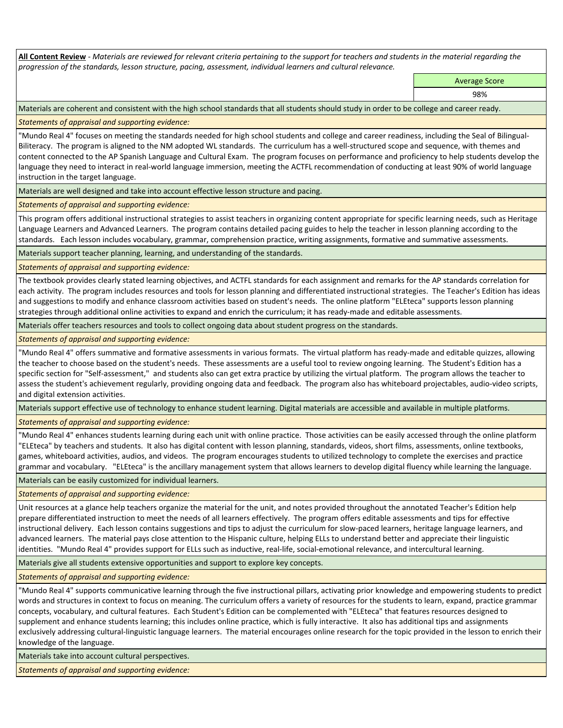**All Content Review** - *Materials are reviewed for relevant criteria pertaining to the support for teachers and students in the material regarding the progression of the standards, lesson structure, pacing, assessment, individual learners and cultural relevance.*

| | Average Score |
|---|---|
| | 98% |

Materials are coherent and consistent with the high school standards that all students should study in order to be college and career ready.

*Statements of appraisal and supporting evidence:*

"Mundo Real 4" focuses on meeting the standards needed for high school students and college and career readiness, including the Seal of Bilingual-Biliteracy. The program is aligned to the NM adopted WL standards. The curriculum has a well-structured scope and sequence, with themes and content connected to the AP Spanish Language and Cultural Exam. The program focuses on performance and proficiency to help students develop the language they need to interact in real-world language immersion, meeting the ACTFL recommendation of conducting at least 90% of world language instruction in the target language.

Materials are well designed and take into account effective lesson structure and pacing.

*Statements of appraisal and supporting evidence:*

This program offers additional instructional strategies to assist teachers in organizing content appropriate for specific learning needs, such as Heritage Language Learners and Advanced Learners. The program contains detailed pacing guides to help the teacher in lesson planning according to the standards. Each lesson includes vocabulary, grammar, comprehension practice, writing assignments, formative and summative assessments.

Materials support teacher planning, learning, and understanding of the standards.

*Statements of appraisal and supporting evidence:*

The textbook provides clearly stated learning objectives, and ACTFL standards for each assignment and remarks for the AP standards correlation for each activity. The program includes resources and tools for lesson planning and differentiated instructional strategies. The Teacher's Edition has ideas and suggestions to modify and enhance classroom activities based on student's needs. The online platform "ELEteca" supports lesson planning strategies through additional online activities to expand and enrich the curriculum; it has ready-made and editable assessments.

Materials offer teachers resources and tools to collect ongoing data about student progress on the standards.

*Statements of appraisal and supporting evidence:*

"Mundo Real 4" offers summative and formative assessments in various formats. The virtual platform has ready-made and editable quizzes, allowing the teacher to choose based on the student's needs. These assessments are a useful tool to review ongoing learning. The Student's Edition has a specific section for "Self-assessment," and students also can get extra practice by utilizing the virtual platform. The program allows the teacher to assess the student's achievement regularly, providing ongoing data and feedback. The program also has whiteboard projectables, audio-video scripts, and digital extension activities.

Materials support effective use of technology to enhance student learning. Digital materials are accessible and available in multiple platforms.

*Statements of appraisal and supporting evidence:*

"Mundo Real 4" enhances students learning during each unit with online practice. Those activities can be easily accessed through the online platform "ELEteca" by teachers and students. It also has digital content with lesson planning, standards, videos, short films, assessments, online textbooks, games, whiteboard activities, audios, and videos. The program encourages students to utilized technology to complete the exercises and practice grammar and vocabulary. "ELEteca" is the ancillary management system that allows learners to develop digital fluency while learning the language.

Materials can be easily customized for individual learners.

*Statements of appraisal and supporting evidence:*

Unit resources at a glance help teachers organize the material for the unit, and notes provided throughout the annotated Teacher's Edition help prepare differentiated instruction to meet the needs of all learners effectively. The program offers editable assessments and tips for effective instructional delivery. Each lesson contains suggestions and tips to adjust the curriculum for slow-paced learners, heritage language learners, and advanced learners. The material pays close attention to the Hispanic culture, helping ELLs to understand better and appreciate their linguistic identities. "Mundo Real 4" provides support for ELLs such as inductive, real-life, social-emotional relevance, and intercultural learning.

Materials give all students extensive opportunities and support to explore key concepts.

*Statements of appraisal and supporting evidence:*

"Mundo Real 4" supports communicative learning through the five instructional pillars, activating prior knowledge and empowering students to predict words and structures in context to focus on meaning. The curriculum offers a variety of resources for the students to learn, expand, practice grammar concepts, vocabulary, and cultural features. Each Student's Edition can be complemented with "ELEteca" that features resources designed to supplement and enhance students learning; this includes online practice, which is fully interactive. It also has additional tips and assignments exclusively addressing cultural-linguistic language learners. The material encourages online research for the topic provided in the lesson to enrich their knowledge of the language.

Materials take into account cultural perspectives.

*Statements of appraisal and supporting evidence:*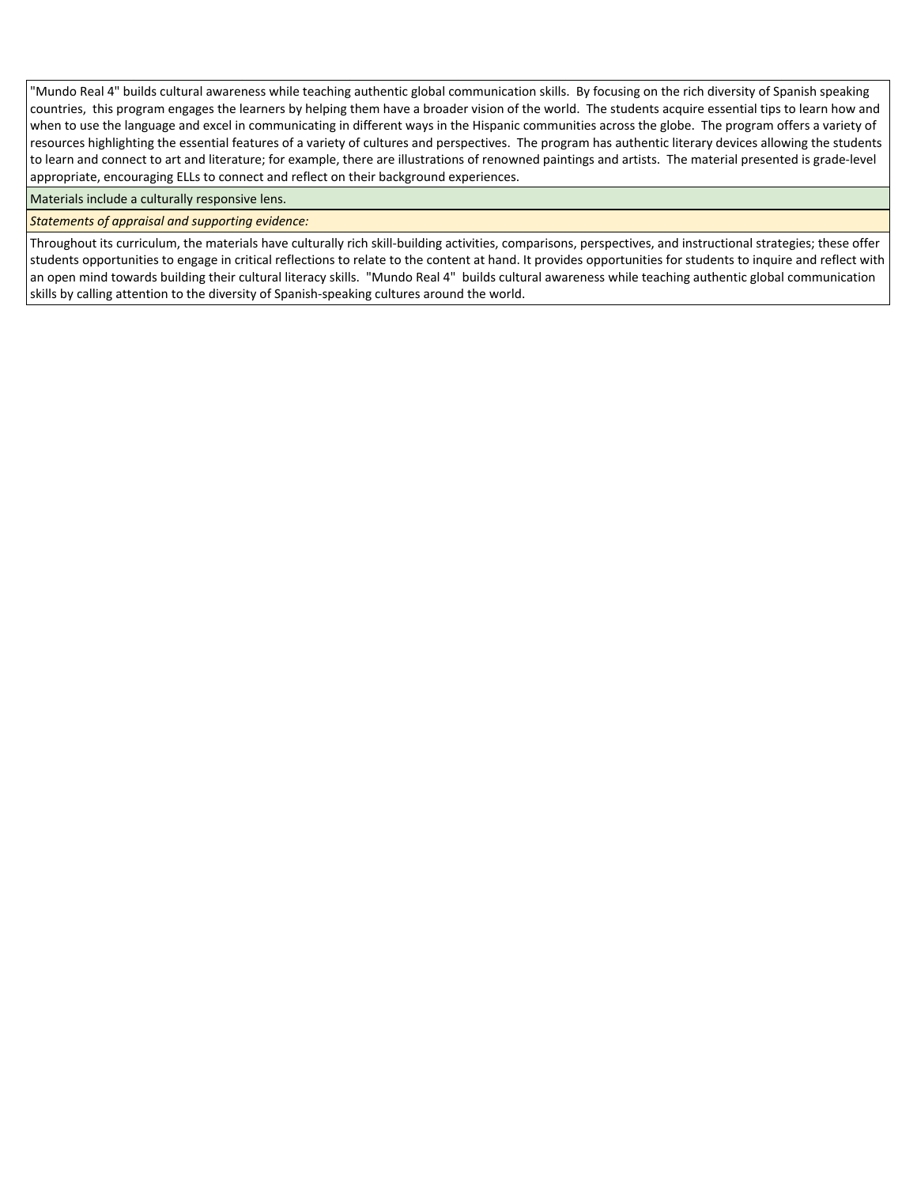"Mundo Real 4" builds cultural awareness while teaching authentic global communication skills.  By focusing on the rich diversity of Spanish speaking countries,  this program engages the learners by helping them have a broader vision of the world.  The students acquire essential tips to learn how and when to use the language and excel in communicating in different ways in the Hispanic communities across the globe.  The program offers a variety of resources highlighting the essential features of a variety of cultures and perspectives.  The program has authentic literary devices allowing the students to learn and connect to art and literature; for example, there are illustrations of renowned paintings and artists.  The material presented is grade-level appropriate, encouraging ELLs to connect and reflect on their background experiences.

Materials include a culturally responsive lens.

*Statements of appraisal and supporting evidence:*

Throughout its curriculum, the materials have culturally rich skill-building activities, comparisons, perspectives, and instructional strategies; these offer students opportunities to engage in critical reflections to relate to the content at hand. It provides opportunities for students to inquire and reflect with an open mind towards building their cultural literacy skills.  "Mundo Real 4"  builds cultural awareness while teaching authentic global communication skills by calling attention to the diversity of Spanish-speaking cultures around the world.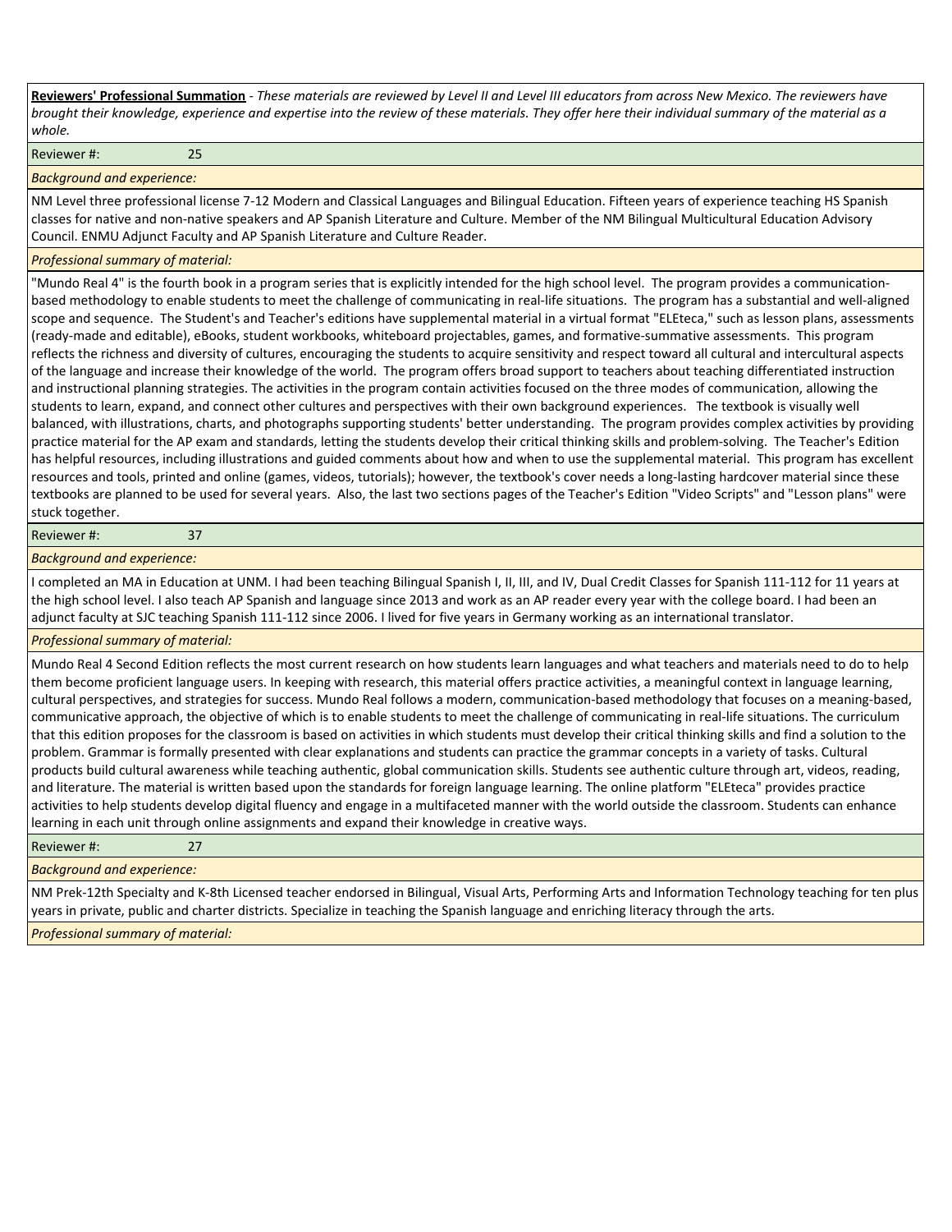**Reviewers' Professional Summation** - *These materials are reviewed by Level II and Level III educators from across New Mexico. The reviewers have brought their knowledge, experience and expertise into the review of these materials. They offer here their individual summary of the material as a whole.*

Reviewer #: 25

*Background and experience:*

NM Level three professional license 7-12 Modern and Classical Languages and Bilingual Education. Fifteen years of experience teaching HS Spanish classes for native and non-native speakers and AP Spanish Literature and Culture. Member of the NM Bilingual Multicultural Education Advisory Council. ENMU Adjunct Faculty and AP Spanish Literature and Culture Reader.

*Professional summary of material:*

"Mundo Real 4" is the fourth book in a program series that is explicitly intended for the high school level. The program provides a communication-based methodology to enable students to meet the challenge of communicating in real-life situations. The program has a substantial and well-aligned scope and sequence. The Student's and Teacher's editions have supplemental material in a virtual format "ELEteca," such as lesson plans, assessments (ready-made and editable), eBooks, student workbooks, whiteboard projectables, games, and formative-summative assessments. This program reflects the richness and diversity of cultures, encouraging the students to acquire sensitivity and respect toward all cultural and intercultural aspects of the language and increase their knowledge of the world. The program offers broad support to teachers about teaching differentiated instruction and instructional planning strategies. The activities in the program contain activities focused on the three modes of communication, allowing the students to learn, expand, and connect other cultures and perspectives with their own background experiences. The textbook is visually well balanced, with illustrations, charts, and photographs supporting students' better understanding. The program provides complex activities by providing practice material for the AP exam and standards, letting the students develop their critical thinking skills and problem-solving. The Teacher's Edition has helpful resources, including illustrations and guided comments about how and when to use the supplemental material. This program has excellent resources and tools, printed and online (games, videos, tutorials); however, the textbook's cover needs a long-lasting hardcover material since these textbooks are planned to be used for several years. Also, the last two sections pages of the Teacher's Edition "Video Scripts" and "Lesson plans" were stuck together.

Reviewer #: 37

*Background and experience:*

I completed an MA in Education at UNM. I had been teaching Bilingual Spanish I, II, III, and IV, Dual Credit Classes for Spanish 111-112 for 11 years at the high school level. I also teach AP Spanish and language since 2013 and work as an AP reader every year with the college board. I had been an adjunct faculty at SJC teaching Spanish 111-112 since 2006. I lived for five years in Germany working as an international translator.

*Professional summary of material:*

Mundo Real 4 Second Edition reflects the most current research on how students learn languages and what teachers and materials need to do to help them become proficient language users. In keeping with research, this material offers practice activities, a meaningful context in language learning, cultural perspectives, and strategies for success. Mundo Real follows a modern, communication-based methodology that focuses on a meaning-based, communicative approach, the objective of which is to enable students to meet the challenge of communicating in real-life situations. The curriculum that this edition proposes for the classroom is based on activities in which students must develop their critical thinking skills and find a solution to the problem. Grammar is formally presented with clear explanations and students can practice the grammar concepts in a variety of tasks. Cultural products build cultural awareness while teaching authentic, global communication skills. Students see authentic culture through art, videos, reading, and literature. The material is written based upon the standards for foreign language learning. The online platform "ELEteca" provides practice activities to help students develop digital fluency and engage in a multifaceted manner with the world outside the classroom. Students can enhance learning in each unit through online assignments and expand their knowledge in creative ways.

Reviewer #: 27

*Background and experience:*

NM Prek-12th Specialty and K-8th Licensed teacher endorsed in Bilingual, Visual Arts, Performing Arts and Information Technology teaching for ten plus years in private, public and charter districts. Specialize in teaching the Spanish language and enriching literacy through the arts.

*Professional summary of material:*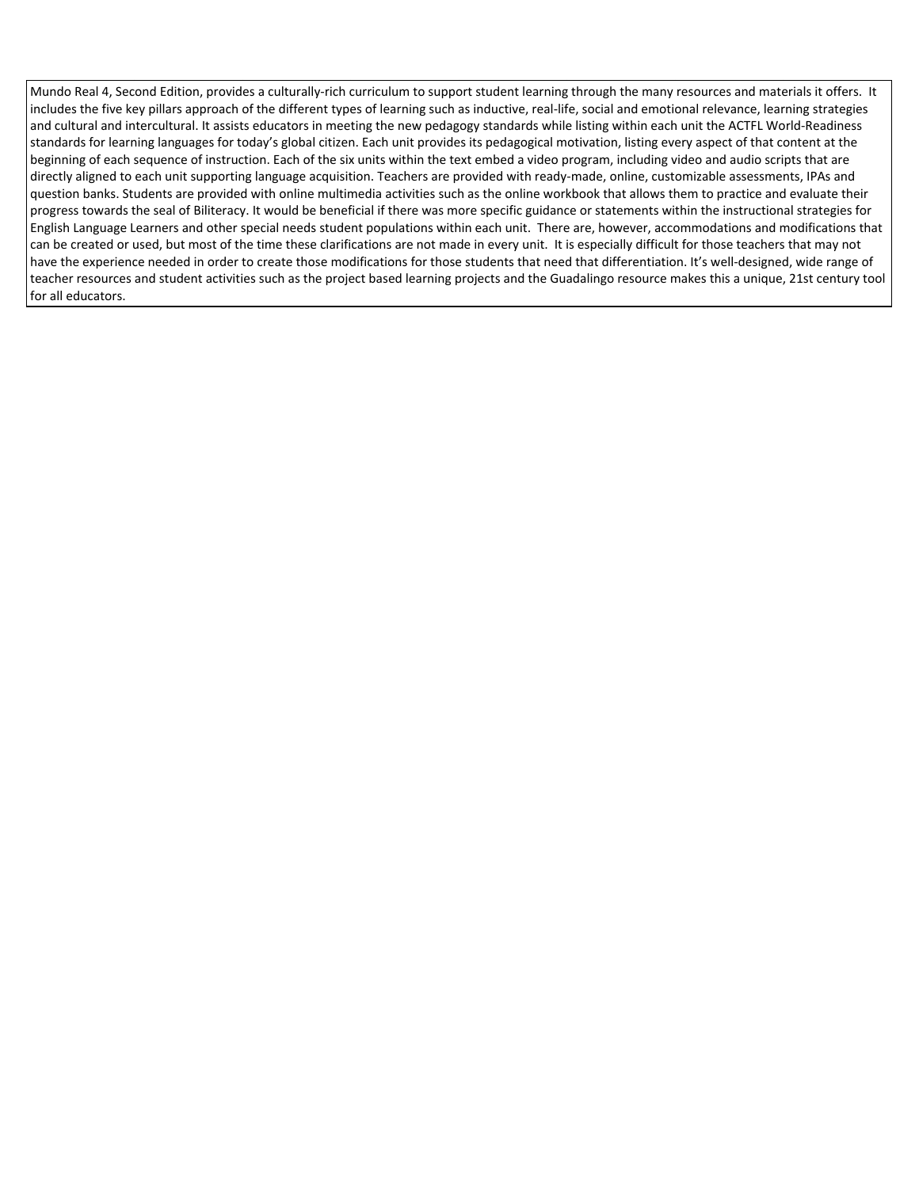Mundo Real 4, Second Edition, provides a culturally-rich curriculum to support student learning through the many resources and materials it offers. It includes the five key pillars approach of the different types of learning such as inductive, real-life, social and emotional relevance, learning strategies and cultural and intercultural. It assists educators in meeting the new pedagogy standards while listing within each unit the ACTFL World-Readiness standards for learning languages for today's global citizen. Each unit provides its pedagogical motivation, listing every aspect of that content at the beginning of each sequence of instruction. Each of the six units within the text embed a video program, including video and audio scripts that are directly aligned to each unit supporting language acquisition. Teachers are provided with ready-made, online, customizable assessments, IPAs and question banks. Students are provided with online multimedia activities such as the online workbook that allows them to practice and evaluate their progress towards the seal of Biliteracy. It would be beneficial if there was more specific guidance or statements within the instructional strategies for English Language Learners and other special needs student populations within each unit. There are, however, accommodations and modifications that can be created or used, but most of the time these clarifications are not made in every unit. It is especially difficult for those teachers that may not have the experience needed in order to create those modifications for those students that need that differentiation. It's well-designed, wide range of teacher resources and student activities such as the project based learning projects and the Guadalingo resource makes this a unique, 21st century tool for all educators.